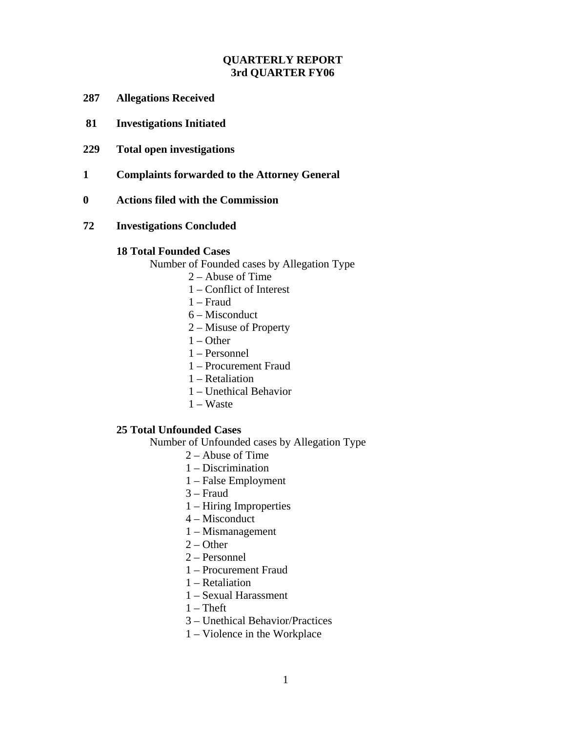# QUARTERLY REPORT
# 3rd QUARTER FY06

**287 Allegations Received**

**81 Investigations Initiated**

**229 Total open investigations**

**1 Complaints forwarded to the Attorney General**

**0 Actions filed with the Commission**

**72 Investigations Concluded**

**18 Total Founded Cases**

Number of Founded cases by Allegation Type

- 2 – Abuse of Time
- 1 – Conflict of Interest
- 1 – Fraud
- 6 – Misconduct
- 2 – Misuse of Property
- 1 – Other
- 1 – Personnel
- 1 – Procurement Fraud
- 1 – Retaliation
- 1 – Unethical Behavior
- 1 – Waste

**25 Total Unfounded Cases**

Number of Unfounded cases by Allegation Type

- 2 – Abuse of Time
- 1 – Discrimination
- 1 – False Employment
- 3 – Fraud
- 1 – Hiring Improperties
- 4 – Misconduct
- 1 – Mismanagement
- 2 – Other
- 2 – Personnel
- 1 – Procurement Fraud
- 1 – Retaliation
- 1 – Sexual Harassment
- 1 – Theft
- 3 – Unethical Behavior/Practices
- 1 – Violence in the Workplace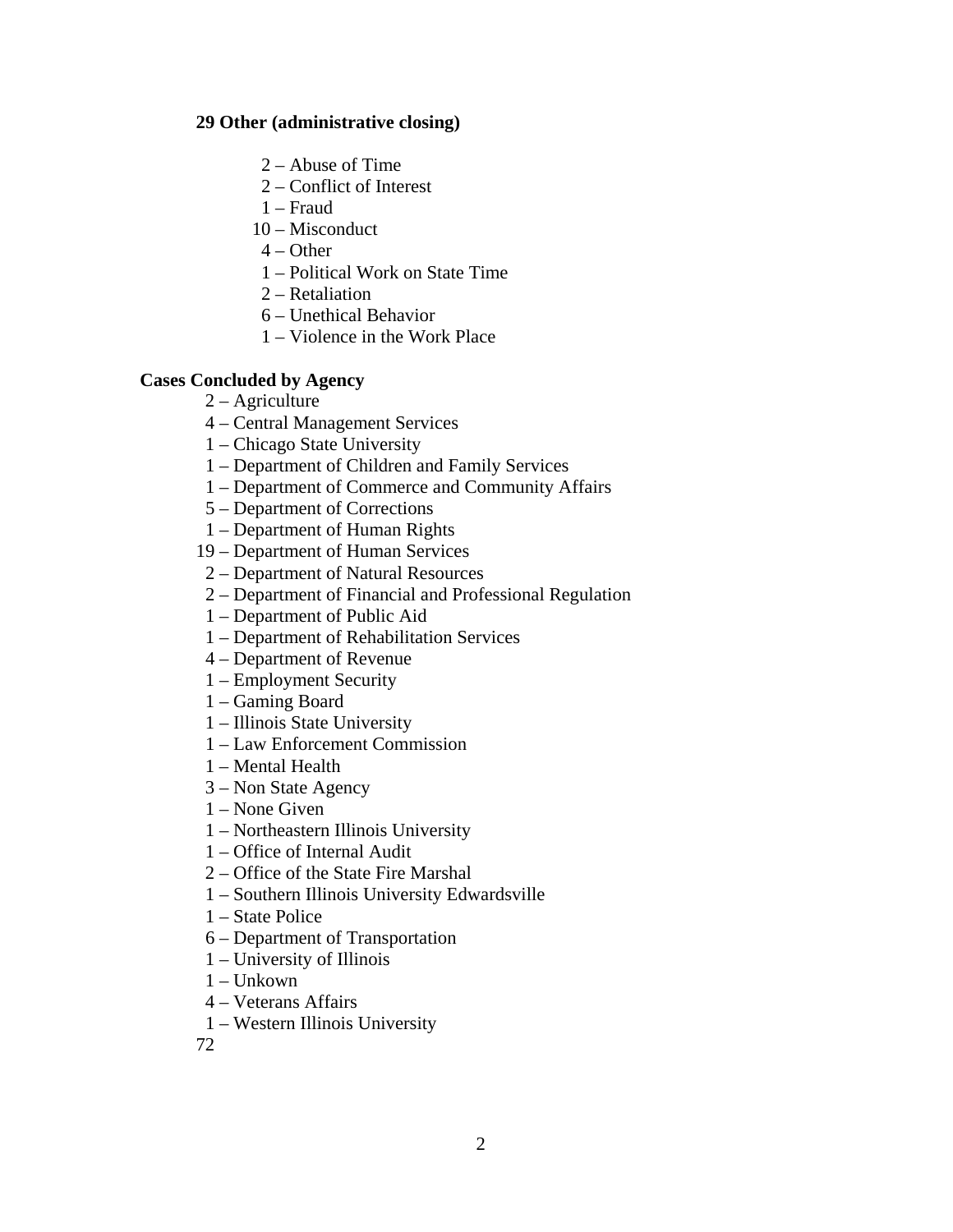**29 Other (administrative closing)**

- 2 – Abuse of Time
- 2 – Conflict of Interest
- 1 – Fraud
- 10 – Misconduct
- 4 – Other
- 1 – Political Work on State Time
- 2 – Retaliation
- 6 – Unethical Behavior
- 1 – Violence in the Work Place

**Cases Concluded by Agency**

- 2 – Agriculture
- 4 – Central Management Services
- 1 – Chicago State University
- 1 – Department of Children and Family Services
- 1 – Department of Commerce and Community Affairs
- 5 – Department of Corrections
- 1 – Department of Human Rights
- 19 – Department of Human Services
- 2 – Department of Natural Resources
- 2 – Department of Financial and Professional Regulation
- 1 – Department of Public Aid
- 1 – Department of Rehabilitation Services
- 4 – Department of Revenue
- 1 – Employment Security
- 1 – Gaming Board
- 1 – Illinois State University
- 1 – Law Enforcement Commission
- 1 – Mental Health
- 3 – Non State Agency
- 1 – None Given
- 1 – Northeastern Illinois University
- 1 – Office of Internal Audit
- 2 – Office of the State Fire Marshal
- 1 – Southern Illinois University Edwardsville
- 1 – State Police
- 6 – Department of Transportation
- 1 – University of Illinois
- 1 – Unkown
- 4 – Veterans Affairs
- 1 – Western Illinois University

72